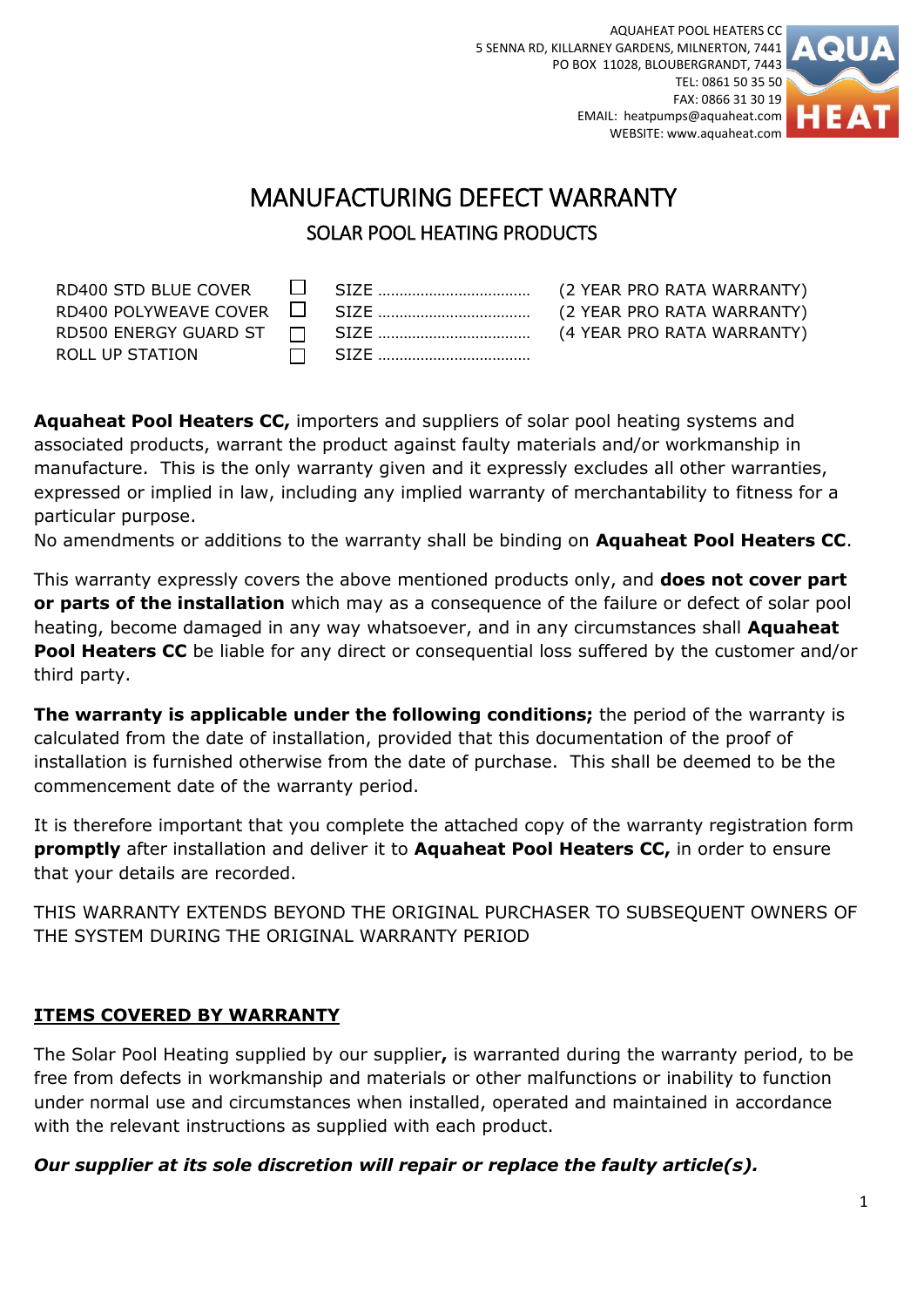AQUAHEAT POOL HEATERS CC
5 SENNA RD, KILLARNEY GARDENS, MILNERTON, 7441
PO BOX 11028, BLOUBERGRANDT, 7443
TEL: 0861 50 35 50
FAX: 0866 31 30 19
EMAIL: heatpumps@aquaheat.com
WEBSITE: www.aquaheat.com

# MANUFACTURING DEFECT WARRANTY

## SOLAR POOL HEATING PRODUCTS

| | | | |
|---|---|---|---|
| RD400 STD BLUE COVER | ☐ | SIZE ……………………………… | (2 YEAR PRO RATA WARRANTY) |
| RD400 POLYWEAVE COVER | ☐ | SIZE ……………………………… | (2 YEAR PRO RATA WARRANTY) |
| RD500 ENERGY GUARD ST | ☐ | SIZE ……………………………… | (4 YEAR PRO RATA WARRANTY) |
| ROLL UP STATION | ☐ | SIZE ……………………………… | |

**Aquaheat Pool Heaters CC,** importers and suppliers of solar pool heating systems and associated products, warrant the product against faulty materials and/or workmanship in manufacture. This is the only warranty given and it expressly excludes all other warranties, expressed or implied in law, including any implied warranty of merchantability to fitness for a particular purpose.
No amendments or additions to the warranty shall be binding on **Aquaheat Pool Heaters CC**.

This warranty expressly covers the above mentioned products only, and **does not cover part or parts of the installation** which may as a consequence of the failure or defect of solar pool heating, become damaged in any way whatsoever, and in any circumstances shall **Aquaheat Pool Heaters CC** be liable for any direct or consequential loss suffered by the customer and/or third party.

**The warranty is applicable under the following conditions;** the period of the warranty is calculated from the date of installation, provided that this documentation of the proof of installation is furnished otherwise from the date of purchase. This shall be deemed to be the commencement date of the warranty period.

It is therefore important that you complete the attached copy of the warranty registration form **promptly** after installation and deliver it to **Aquaheat Pool Heaters CC,** in order to ensure that your details are recorded.

THIS WARRANTY EXTENDS BEYOND THE ORIGINAL PURCHASER TO SUBSEQUENT OWNERS OF THE SYSTEM DURING THE ORIGINAL WARRANTY PERIOD

### ITEMS COVERED BY WARRANTY

The Solar Pool Heating supplied by our supplier**,** is warranted during the warranty period, to be free from defects in workmanship and materials or other malfunctions or inability to function under normal use and circumstances when installed, operated and maintained in accordance with the relevant instructions as supplied with each product.

***Our supplier at its sole discretion will repair or replace the faulty article(s).***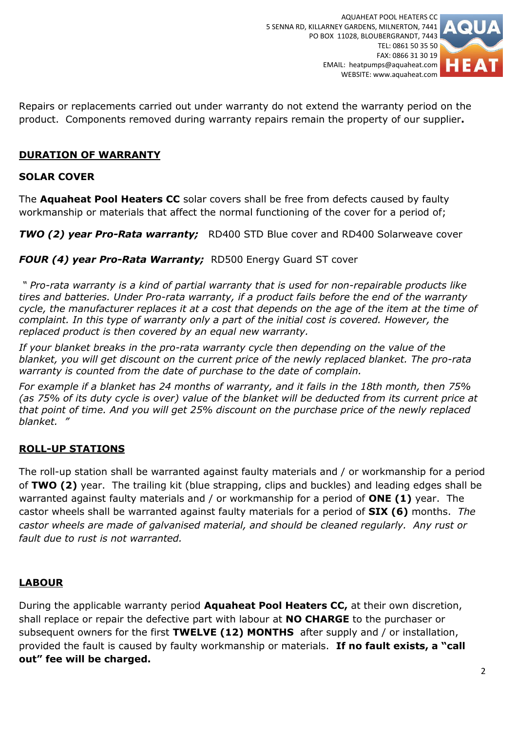Repairs or replacements carried out under warranty do not extend the warranty period on the product. Components removed during warranty repairs remain the property of our supplier**.**

## DURATION OF WARRANTY

### SOLAR COVER

The **Aquaheat Pool Heaters CC** solar covers shall be free from defects caused by faulty workmanship or materials that affect the normal functioning of the cover for a period of;

***TWO (2) year Pro-Rata warranty;*** RD400 STD Blue cover and RD400 Solarweave cover

***FOUR (4) year Pro-Rata Warranty;*** RD500 Energy Guard ST cover

*" Pro-rata warranty is a kind of partial warranty that is used for non-repairable products like tires and batteries. Under Pro-rata warranty, if a product fails before the end of the warranty cycle, the manufacturer replaces it at a cost that depends on the age of the item at the time of complaint. In this type of warranty only a part of the initial cost is covered. However, the replaced product is then covered by an equal new warranty.*

*If your blanket breaks in the pro-rata warranty cycle then depending on the value of the blanket, you will get discount on the current price of the newly replaced blanket. The pro-rata warranty is counted from the date of purchase to the date of complain.*

*For example if a blanket has 24 months of warranty, and it fails in the 18th month, then 75% (as 75% of its duty cycle is over) value of the blanket will be deducted from its current price at that point of time. And you will get 25% discount on the purchase price of the newly replaced blanket. "*

## ROLL-UP STATIONS

The roll-up station shall be warranted against faulty materials and / or workmanship for a period of **TWO (2)** year. The trailing kit (blue strapping, clips and buckles) and leading edges shall be warranted against faulty materials and / or workmanship for a period of **ONE (1)** year. The castor wheels shall be warranted against faulty materials for a period of **SIX (6)** months. *The castor wheels are made of galvanised material, and should be cleaned regularly. Any rust or fault due to rust is not warranted.*

## LABOUR

During the applicable warranty period **Aquaheat Pool Heaters CC,** at their own discretion, shall replace or repair the defective part with labour at **NO CHARGE** to the purchaser or subsequent owners for the first **TWELVE (12) MONTHS** after supply and / or installation, provided the fault is caused by faulty workmanship or materials. **If no fault exists, a "call out" fee will be charged.**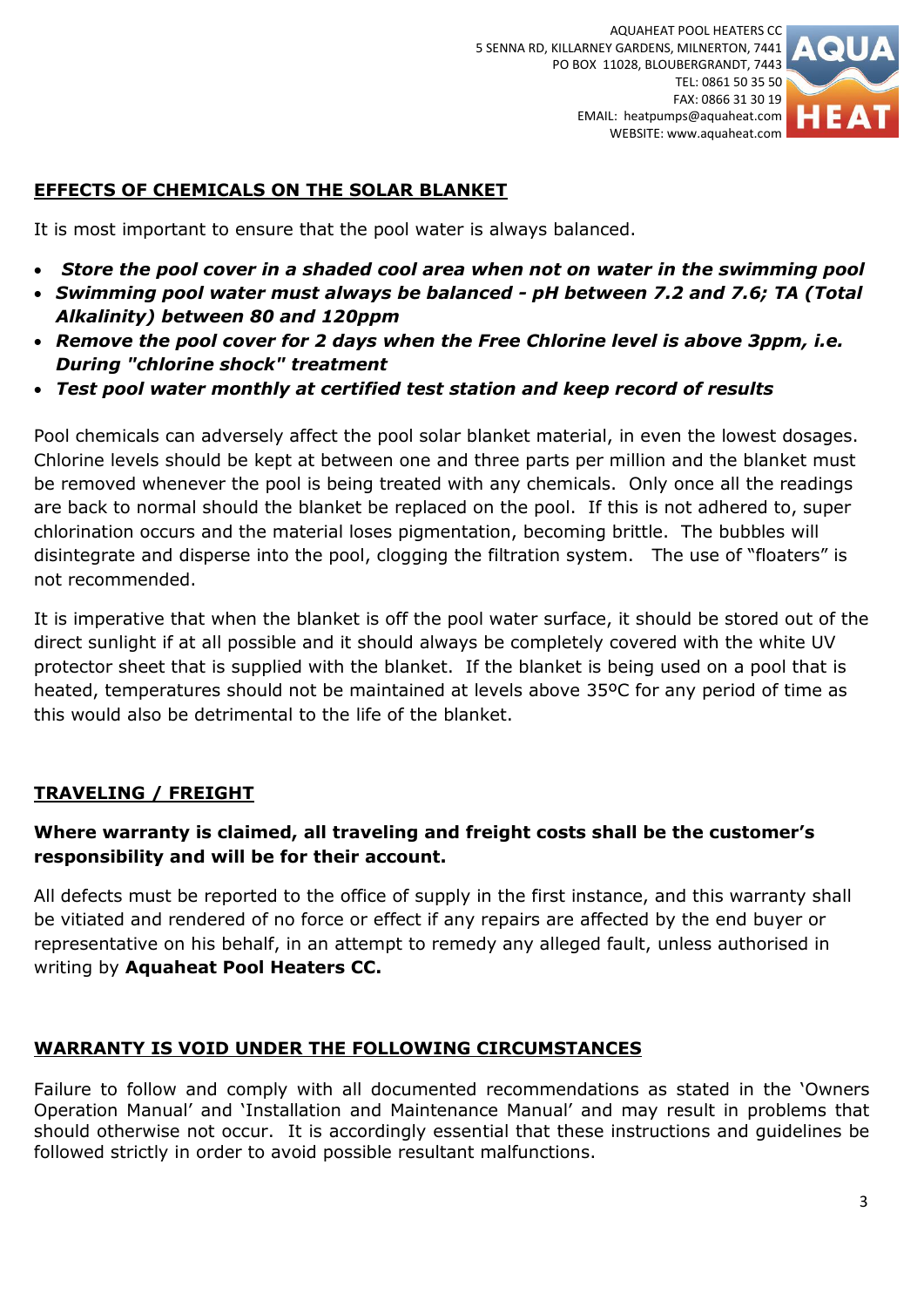AQUAHEAT POOL HEATERS CC
5 SENNA RD, KILLARNEY GARDENS, MILNERTON, 7441
PO BOX 11028, BLOUBERGRANDT, 7443
TEL: 0861 50 35 50
FAX: 0866 31 30 19
EMAIL: heatpumps@aquaheat.com
WEBSITE: www.aquaheat.com

## EFFECTS OF CHEMICALS ON THE SOLAR BLANKET

It is most important to ensure that the pool water is always balanced.

- ***Store the pool cover in a shaded cool area when not on water in the swimming pool***
- ***Swimming pool water must always be balanced - pH between 7.2 and 7.6; TA (Total Alkalinity) between 80 and 120ppm***
- ***Remove the pool cover for 2 days when the Free Chlorine level is above 3ppm, i.e. During "chlorine shock" treatment***
- ***Test pool water monthly at certified test station and keep record of results***

Pool chemicals can adversely affect the pool solar blanket material, in even the lowest dosages. Chlorine levels should be kept at between one and three parts per million and the blanket must be removed whenever the pool is being treated with any chemicals. Only once all the readings are back to normal should the blanket be replaced on the pool. If this is not adhered to, super chlorination occurs and the material loses pigmentation, becoming brittle. The bubbles will disintegrate and disperse into the pool, clogging the filtration system. The use of "floaters" is not recommended.

It is imperative that when the blanket is off the pool water surface, it should be stored out of the direct sunlight if at all possible and it should always be completely covered with the white UV protector sheet that is supplied with the blanket. If the blanket is being used on a pool that is heated, temperatures should not be maintained at levels above 35ºC for any period of time as this would also be detrimental to the life of the blanket.

## TRAVELING / FREIGHT

**Where warranty is claimed, all traveling and freight costs shall be the customer's responsibility and will be for their account.**

All defects must be reported to the office of supply in the first instance, and this warranty shall be vitiated and rendered of no force or effect if any repairs are affected by the end buyer or representative on his behalf, in an attempt to remedy any alleged fault, unless authorised in writing by **Aquaheat Pool Heaters CC.**

## WARRANTY IS VOID UNDER THE FOLLOWING CIRCUMSTANCES

Failure to follow and comply with all documented recommendations as stated in the 'Owners Operation Manual' and 'Installation and Maintenance Manual' and may result in problems that should otherwise not occur. It is accordingly essential that these instructions and guidelines be followed strictly in order to avoid possible resultant malfunctions.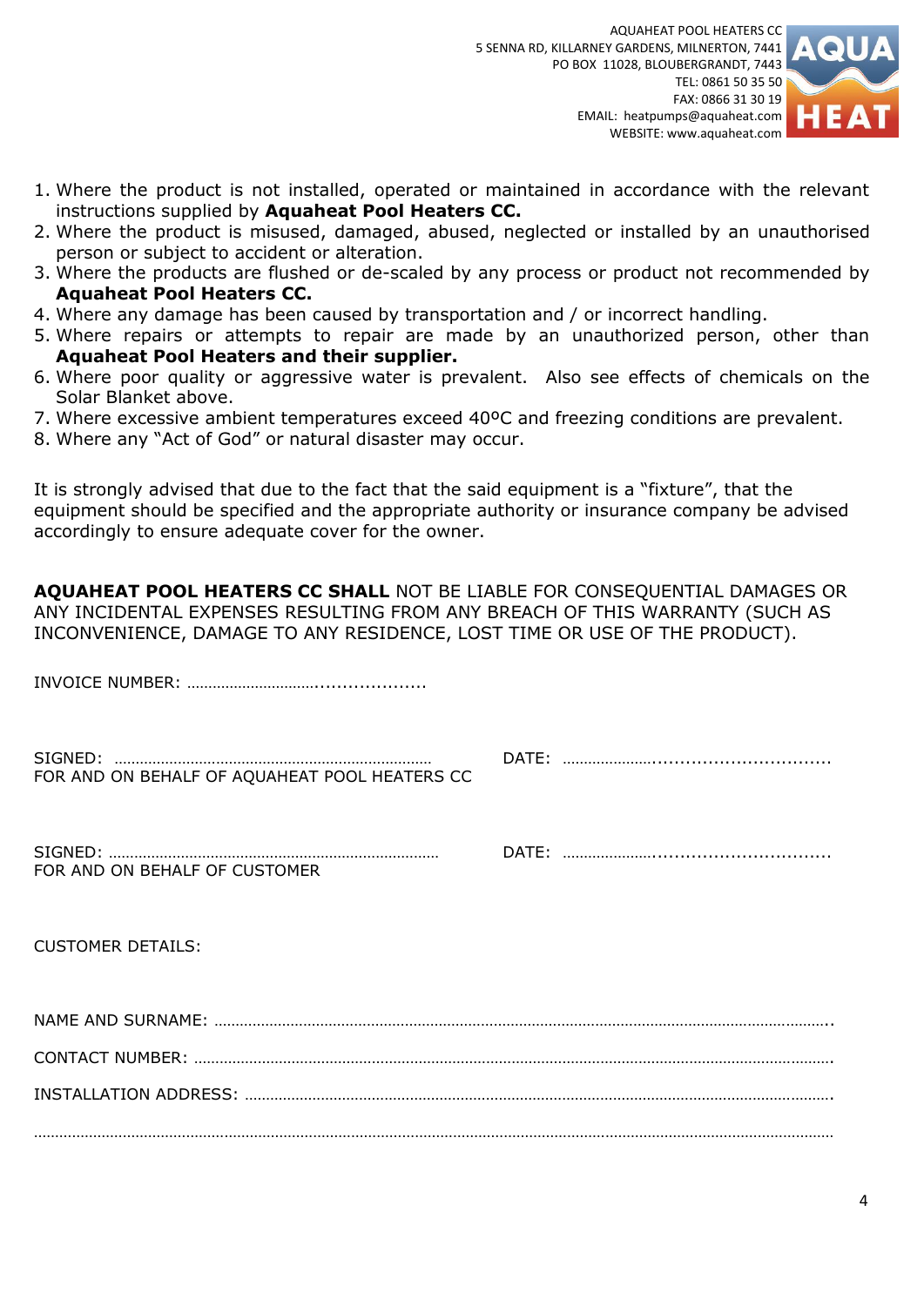AQUAHEAT POOL HEATERS CC
5 SENNA RD, KILLARNEY GARDENS, MILNERTON, 7441
PO BOX 11028, BLOUBERGRANDT, 7443
TEL: 0861 50 35 50
FAX: 0866 31 30 19
EMAIL: heatpumps@aquaheat.com
WEBSITE: www.aquaheat.com

1. Where the product is not installed, operated or maintained in accordance with the relevant instructions supplied by **Aquaheat Pool Heaters CC.**
2. Where the product is misused, damaged, abused, neglected or installed by an unauthorised person or subject to accident or alteration.
3. Where the products are flushed or de-scaled by any process or product not recommended by **Aquaheat Pool Heaters CC.**
4. Where any damage has been caused by transportation and / or incorrect handling.
5. Where repairs or attempts to repair are made by an unauthorized person, other than **Aquaheat Pool Heaters and their supplier.**
6. Where poor quality or aggressive water is prevalent. Also see effects of chemicals on the Solar Blanket above.
7. Where excessive ambient temperatures exceed 40ºC and freezing conditions are prevalent.
8. Where any "Act of God" or natural disaster may occur.

It is strongly advised that due to the fact that the said equipment is a "fixture", that the equipment should be specified and the appropriate authority or insurance company be advised accordingly to ensure adequate cover for the owner.

**AQUAHEAT POOL HEATERS CC SHALL** NOT BE LIABLE FOR CONSEQUENTIAL DAMAGES OR ANY INCIDENTAL EXPENSES RESULTING FROM ANY BREACH OF THIS WARRANTY (SUCH AS INCONVENIENCE, DAMAGE TO ANY RESIDENCE, LOST TIME OR USE OF THE PRODUCT).

INVOICE NUMBER: ……………………………...................

SIGNED: ………………………………………………………………… DATE: …………………...............................
FOR AND ON BEHALF OF AQUAHEAT POOL HEATERS CC

SIGNED: …………………………………………………………………… DATE: …………………...............................
FOR AND ON BEHALF OF CUSTOMER

CUSTOMER DETAILS:

NAME AND SURNAME: ……………………………………………………………………………………………………………………..

CONTACT NUMBER: ………………………………………………………………………………………………………………………….

INSTALLATION ADDRESS: ……………………………………………………………………………………………………………….

………………………………………………………………………………………………………………………………………………………………